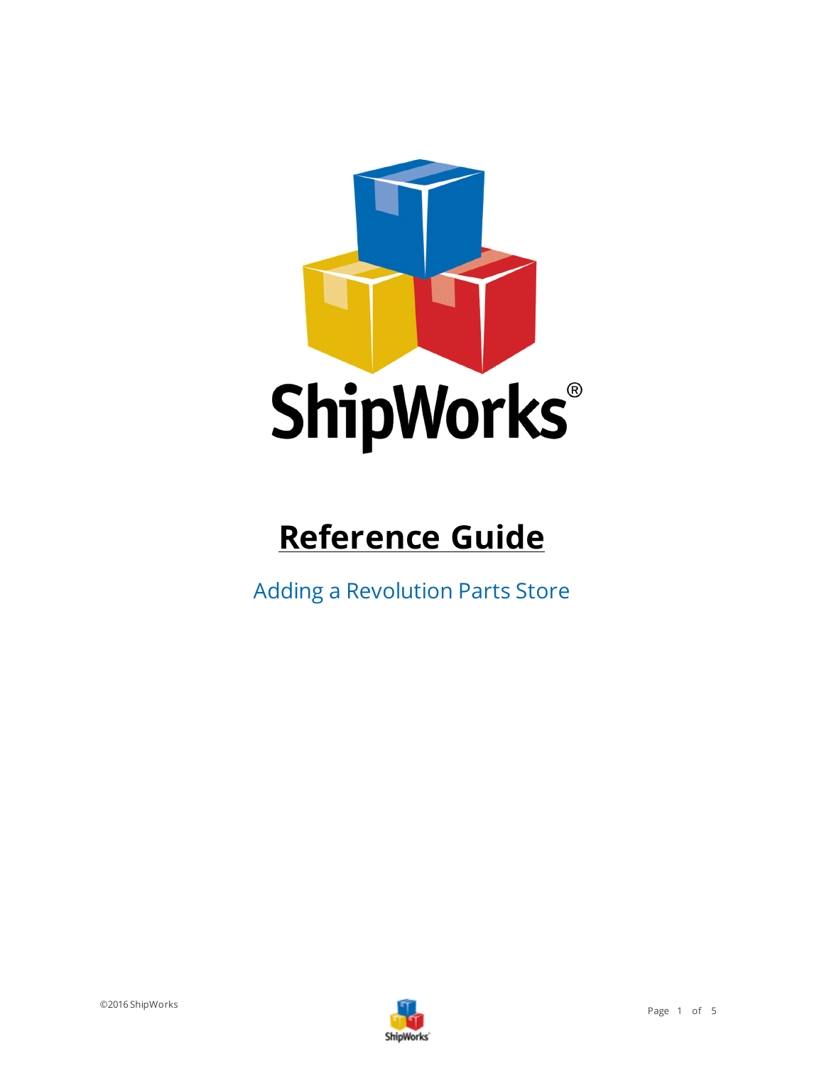ShipWorks®

# Reference Guide

Adding a Revolution Parts Store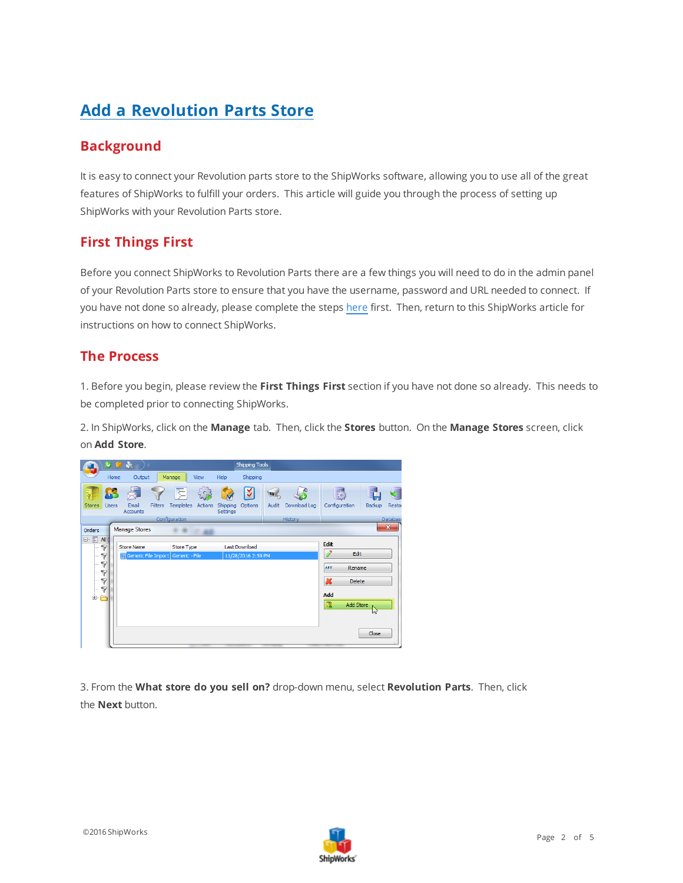# Add a Revolution Parts Store

## Background

It is easy to connect your Revolution parts store to the ShipWorks software, allowing you to use all of the great features of ShipWorks to fulfill your orders. This article will guide you through the process of setting up ShipWorks with your Revolution Parts store.

## First Things First

Before you connect ShipWorks to Revolution Parts there are a few things you will need to do in the admin panel of your Revolution Parts store to ensure that you have the username, password and URL needed to connect. If you have not done so already, please complete the steps here first. Then, return to this ShipWorks article for instructions on how to connect ShipWorks.

## The Process

1. Before you begin, please review the **First Things First** section if you have not done so already. This needs to be completed prior to connecting ShipWorks.

2. In ShipWorks, click on the **Manage** tab. Then, click the **Stores** button. On the **Manage Stores** screen, click on **Add Store**.

3. From the **What store do you sell on?** drop-down menu, select **Revolution Parts**. Then, click the **Next** button.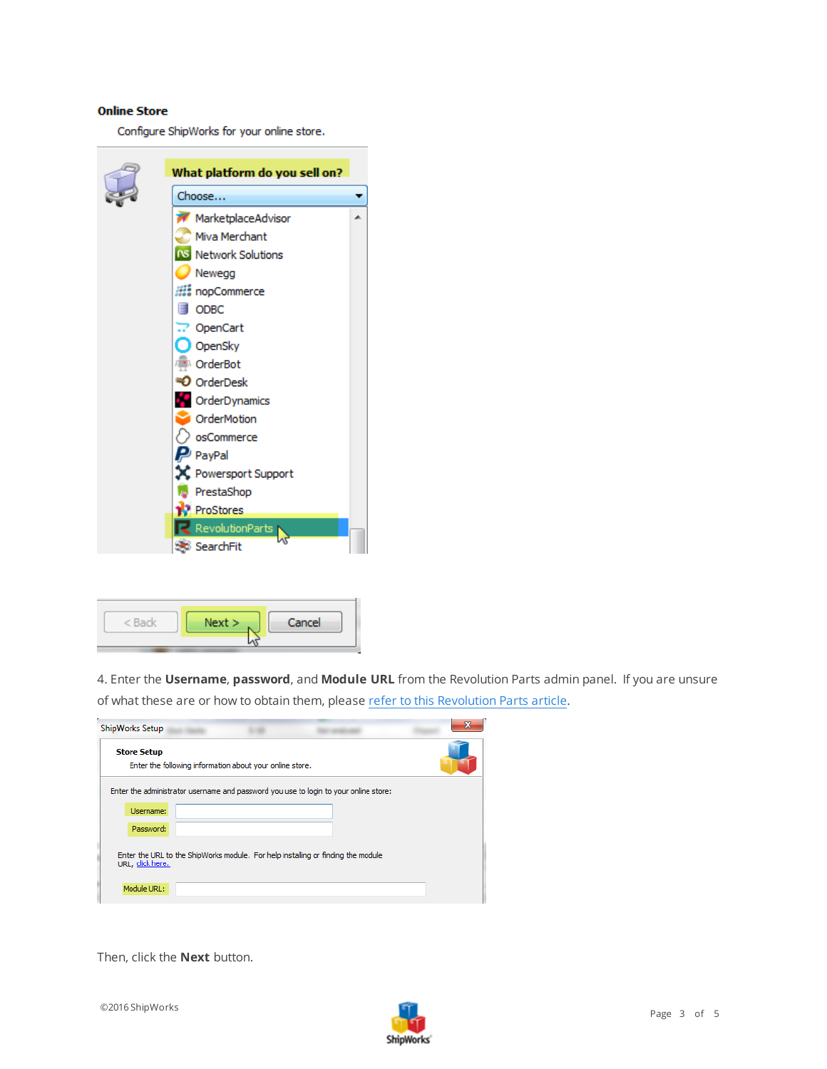4. Enter the **Username**, **password**, and **Module URL** from the Revolution Parts admin panel. If you are unsure of what these are or how to obtain them, please refer to this Revolution Parts article.

Then, click the **Next** button.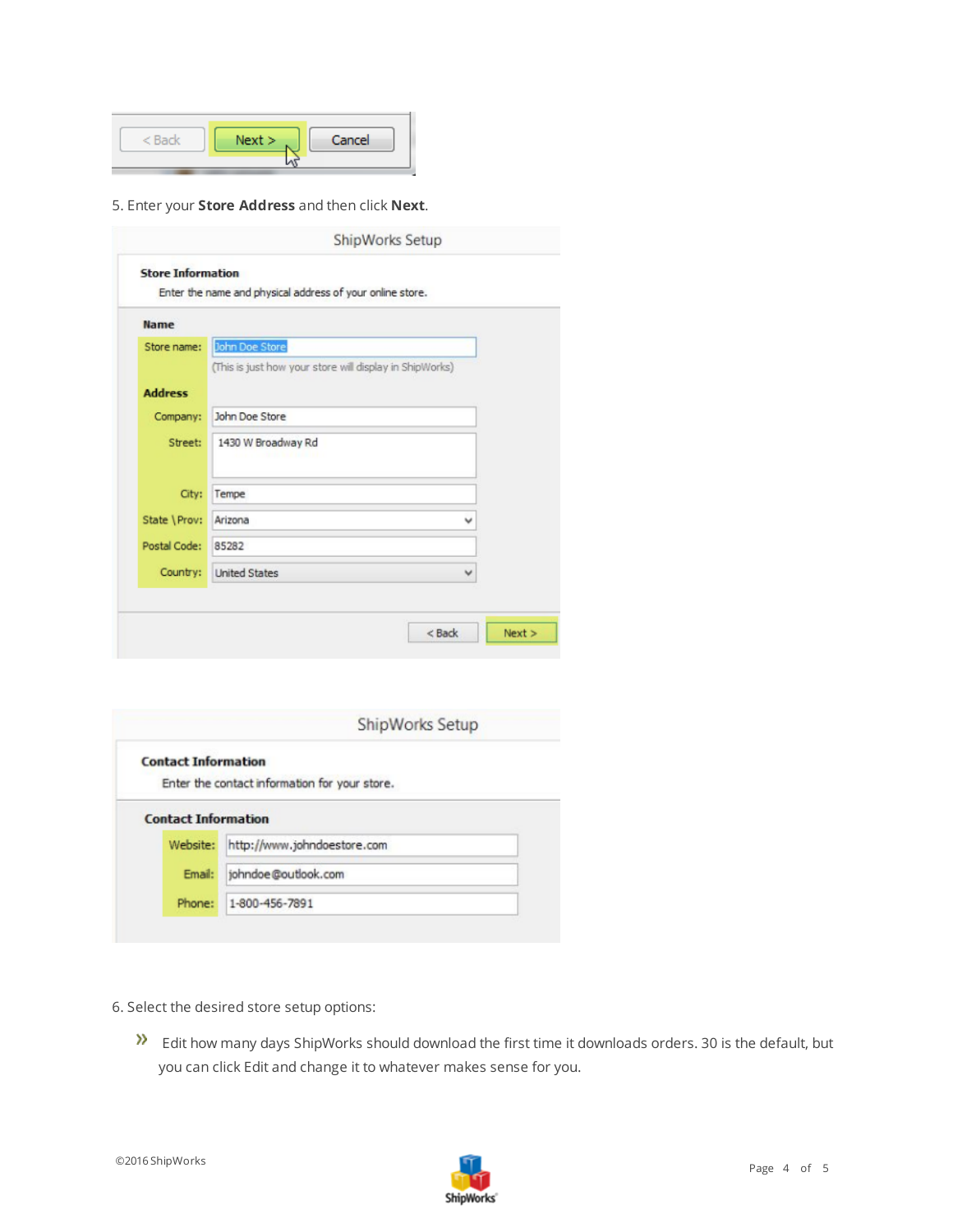5. Enter your **Store Address** and then click **Next**.

6. Select the desired store setup options:

- Edit how many days ShipWorks should download the first time it downloads orders. 30 is the default, but you can click Edit and change it to whatever makes sense for you.

©2016 ShipWorks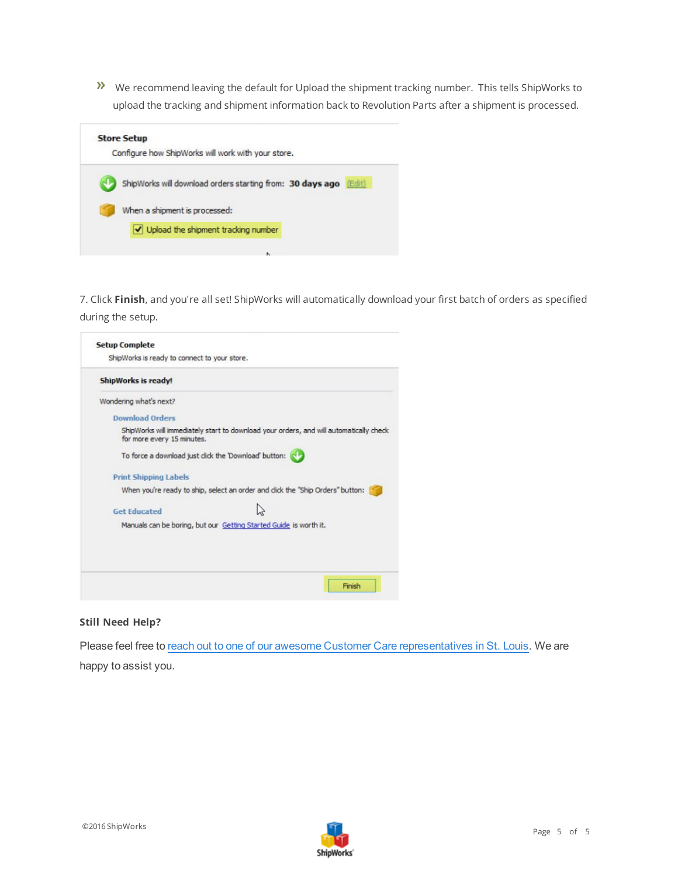- We recommend leaving the default for Upload the shipment tracking number. This tells ShipWorks to upload the tracking and shipment information back to Revolution Parts after a shipment is processed.

7. Click **Finish**, and you're all set! ShipWorks will automatically download your first batch of orders as specified during the setup.

**Still Need Help?**

Please feel free to reach out to one of our awesome Customer Care representatives in St. Louis. We are happy to assist you.

©2016 ShipWorks